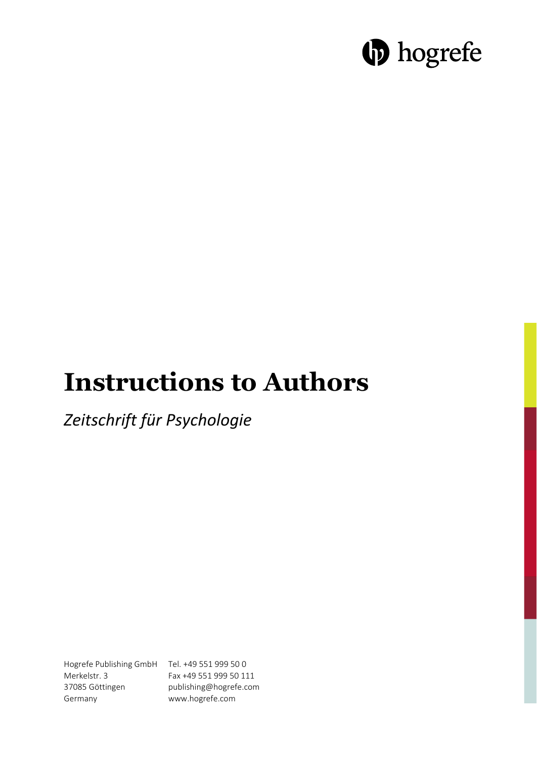hogrefe

# Instructions to Authors

*Zeitschrift für Psychologie*

Hogrefe Publishing GmbH
Merkelstr. 3
37085 Göttingen
Germany

Tel. +49 551 999 50 0
Fax +49 551 999 50 111
publishing@hogrefe.com
www.hogrefe.com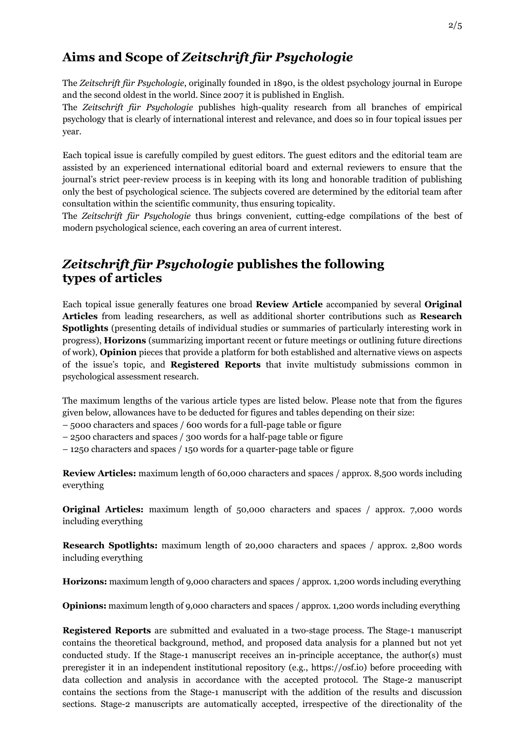## Aims and Scope of *Zeitschrift für Psychologie*

The *Zeitschrift für Psychologie*, originally founded in 1890, is the oldest psychology journal in Europe and the second oldest in the world. Since 2007 it is published in English.

The *Zeitschrift für Psychologie* publishes high-quality research from all branches of empirical psychology that is clearly of international interest and relevance, and does so in four topical issues per year.

Each topical issue is carefully compiled by guest editors. The guest editors and the editorial team are assisted by an experienced international editorial board and external reviewers to ensure that the journal's strict peer-review process is in keeping with its long and honorable tradition of publishing only the best of psychological science. The subjects covered are determined by the editorial team after consultation within the scientific community, thus ensuring topicality.

The *Zeitschrift für Psychologie* thus brings convenient, cutting-edge compilations of the best of modern psychological science, each covering an area of current interest.

## *Zeitschrift für Psychologie* publishes the following types of articles

Each topical issue generally features one broad **Review Article** accompanied by several **Original Articles** from leading researchers, as well as additional shorter contributions such as **Research Spotlights** (presenting details of individual studies or summaries of particularly interesting work in progress), **Horizons** (summarizing important recent or future meetings or outlining future directions of work), **Opinion** pieces that provide a platform for both established and alternative views on aspects of the issue's topic, and **Registered Reports** that invite multistudy submissions common in psychological assessment research.

The maximum lengths of the various article types are listed below. Please note that from the figures given below, allowances have to be deducted for figures and tables depending on their size:

– 5000 characters and spaces / 600 words for a full-page table or figure
– 2500 characters and spaces / 300 words for a half-page table or figure
– 1250 characters and spaces / 150 words for a quarter-page table or figure

**Review Articles:** maximum length of 60,000 characters and spaces / approx. 8,500 words including everything

**Original Articles:** maximum length of 50,000 characters and spaces / approx. 7,000 words including everything

**Research Spotlights:** maximum length of 20,000 characters and spaces / approx. 2,800 words including everything

**Horizons:** maximum length of 9,000 characters and spaces / approx. 1,200 words including everything

**Opinions:** maximum length of 9,000 characters and spaces / approx. 1,200 words including everything

**Registered Reports** are submitted and evaluated in a two-stage process. The Stage-1 manuscript contains the theoretical background, method, and proposed data analysis for a planned but not yet conducted study. If the Stage-1 manuscript receives an in-principle acceptance, the author(s) must preregister it in an independent institutional repository (e.g., https://osf.io) before proceeding with data collection and analysis in accordance with the accepted protocol. The Stage-2 manuscript contains the sections from the Stage-1 manuscript with the addition of the results and discussion sections. Stage-2 manuscripts are automatically accepted, irrespective of the directionality of the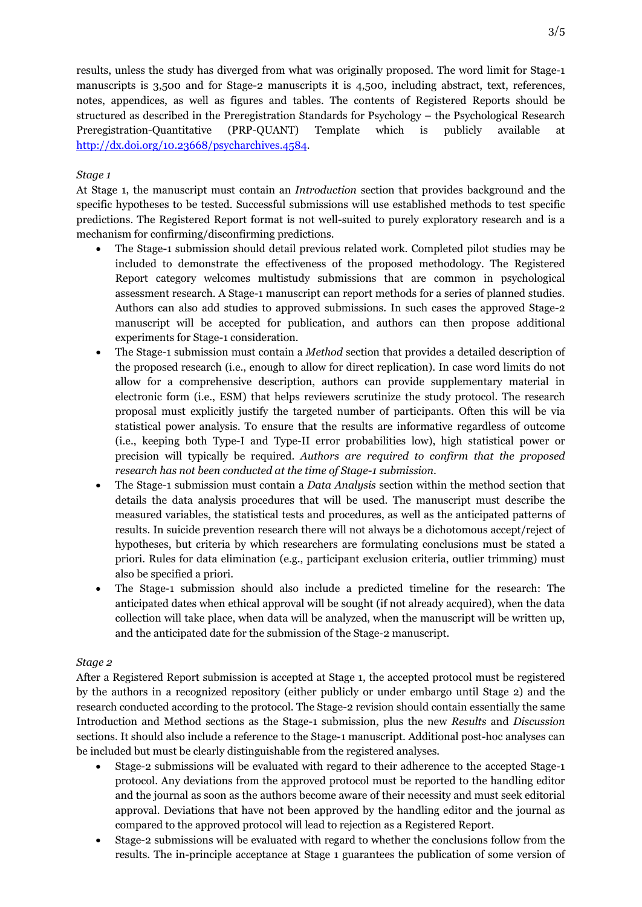results, unless the study has diverged from what was originally proposed. The word limit for Stage-1 manuscripts is 3,500 and for Stage-2 manuscripts it is 4,500, including abstract, text, references, notes, appendices, as well as figures and tables. The contents of Registered Reports should be structured as described in the Preregistration Standards for Psychology – the Psychological Research Preregistration-Quantitative (PRP-QUANT) Template which is publicly available at http://dx.doi.org/10.23668/psycharchives.4584.

*Stage 1*

At Stage 1, the manuscript must contain an *Introduction* section that provides background and the specific hypotheses to be tested. Successful submissions will use established methods to test specific predictions. The Registered Report format is not well-suited to purely exploratory research and is a mechanism for confirming/disconfirming predictions.

- The Stage-1 submission should detail previous related work. Completed pilot studies may be included to demonstrate the effectiveness of the proposed methodology. The Registered Report category welcomes multistudy submissions that are common in psychological assessment research. A Stage-1 manuscript can report methods for a series of planned studies. Authors can also add studies to approved submissions. In such cases the approved Stage-2 manuscript will be accepted for publication, and authors can then propose additional experiments for Stage-1 consideration.
- The Stage-1 submission must contain a *Method* section that provides a detailed description of the proposed research (i.e., enough to allow for direct replication). In case word limits do not allow for a comprehensive description, authors can provide supplementary material in electronic form (i.e., ESM) that helps reviewers scrutinize the study protocol. The research proposal must explicitly justify the targeted number of participants. Often this will be via statistical power analysis. To ensure that the results are informative regardless of outcome (i.e., keeping both Type-I and Type-II error probabilities low), high statistical power or precision will typically be required. *Authors are required to confirm that the proposed research has not been conducted at the time of Stage-1 submission.*
- The Stage-1 submission must contain a *Data Analysis* section within the method section that details the data analysis procedures that will be used. The manuscript must describe the measured variables, the statistical tests and procedures, as well as the anticipated patterns of results. In suicide prevention research there will not always be a dichotomous accept/reject of hypotheses, but criteria by which researchers are formulating conclusions must be stated a priori. Rules for data elimination (e.g., participant exclusion criteria, outlier trimming) must also be specified a priori.
- The Stage-1 submission should also include a predicted timeline for the research: The anticipated dates when ethical approval will be sought (if not already acquired), when the data collection will take place, when data will be analyzed, when the manuscript will be written up, and the anticipated date for the submission of the Stage-2 manuscript.

*Stage 2*

After a Registered Report submission is accepted at Stage 1, the accepted protocol must be registered by the authors in a recognized repository (either publicly or under embargo until Stage 2) and the research conducted according to the protocol. The Stage-2 revision should contain essentially the same Introduction and Method sections as the Stage-1 submission, plus the new *Results* and *Discussion* sections. It should also include a reference to the Stage-1 manuscript. Additional post-hoc analyses can be included but must be clearly distinguishable from the registered analyses.

- Stage-2 submissions will be evaluated with regard to their adherence to the accepted Stage-1 protocol. Any deviations from the approved protocol must be reported to the handling editor and the journal as soon as the authors become aware of their necessity and must seek editorial approval. Deviations that have not been approved by the handling editor and the journal as compared to the approved protocol will lead to rejection as a Registered Report.
- Stage-2 submissions will be evaluated with regard to whether the conclusions follow from the results. The in-principle acceptance at Stage 1 guarantees the publication of some version of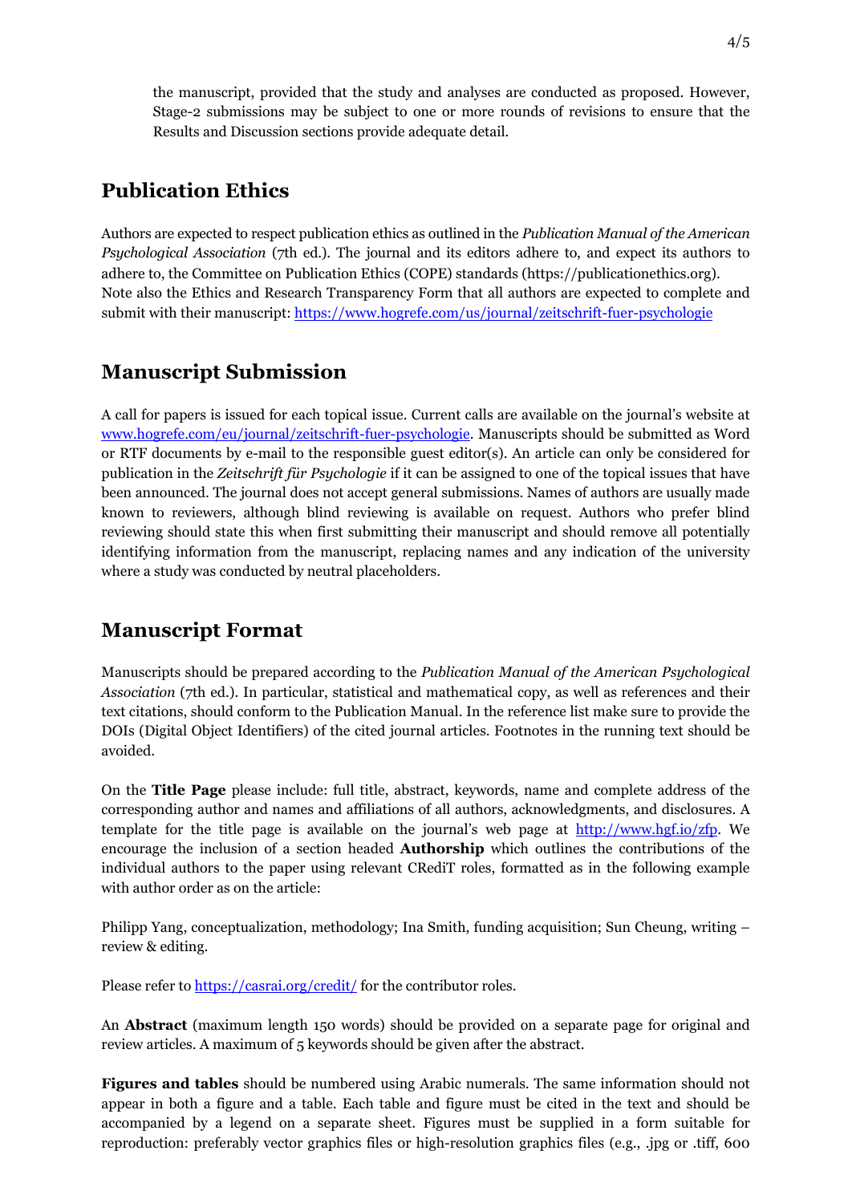the manuscript, provided that the study and analyses are conducted as proposed. However, Stage-2 submissions may be subject to one or more rounds of revisions to ensure that the Results and Discussion sections provide adequate detail.

## Publication Ethics

Authors are expected to respect publication ethics as outlined in the *Publication Manual of the American Psychological Association* (7th ed.). The journal and its editors adhere to, and expect its authors to adhere to, the Committee on Publication Ethics (COPE) standards (https://publicationethics.org). Note also the Ethics and Research Transparency Form that all authors are expected to complete and submit with their manuscript: https://www.hogrefe.com/us/journal/zeitschrift-fuer-psychologie

## Manuscript Submission

A call for papers is issued for each topical issue. Current calls are available on the journal's website at www.hogrefe.com/eu/journal/zeitschrift-fuer-psychologie. Manuscripts should be submitted as Word or RTF documents by e-mail to the responsible guest editor(s). An article can only be considered for publication in the *Zeitschrift für Psychologie* if it can be assigned to one of the topical issues that have been announced. The journal does not accept general submissions. Names of authors are usually made known to reviewers, although blind reviewing is available on request. Authors who prefer blind reviewing should state this when first submitting their manuscript and should remove all potentially identifying information from the manuscript, replacing names and any indication of the university where a study was conducted by neutral placeholders.

## Manuscript Format

Manuscripts should be prepared according to the *Publication Manual of the American Psychological Association* (7th ed.). In particular, statistical and mathematical copy, as well as references and their text citations, should conform to the Publication Manual. In the reference list make sure to provide the DOIs (Digital Object Identifiers) of the cited journal articles. Footnotes in the running text should be avoided.

On the **Title Page** please include: full title, abstract, keywords, name and complete address of the corresponding author and names and affiliations of all authors, acknowledgments, and disclosures. A template for the title page is available on the journal's web page at http://www.hgf.io/zfp. We encourage the inclusion of a section headed **Authorship** which outlines the contributions of the individual authors to the paper using relevant CRediT roles, formatted as in the following example with author order as on the article:

Philipp Yang, conceptualization, methodology; Ina Smith, funding acquisition; Sun Cheung, writing – review & editing.

Please refer to https://casrai.org/credit/ for the contributor roles.

An **Abstract** (maximum length 150 words) should be provided on a separate page for original and review articles. A maximum of 5 keywords should be given after the abstract.

**Figures and tables** should be numbered using Arabic numerals. The same information should not appear in both a figure and a table. Each table and figure must be cited in the text and should be accompanied by a legend on a separate sheet. Figures must be supplied in a form suitable for reproduction: preferably vector graphics files or high-resolution graphics files (e.g., .jpg or .tiff, 600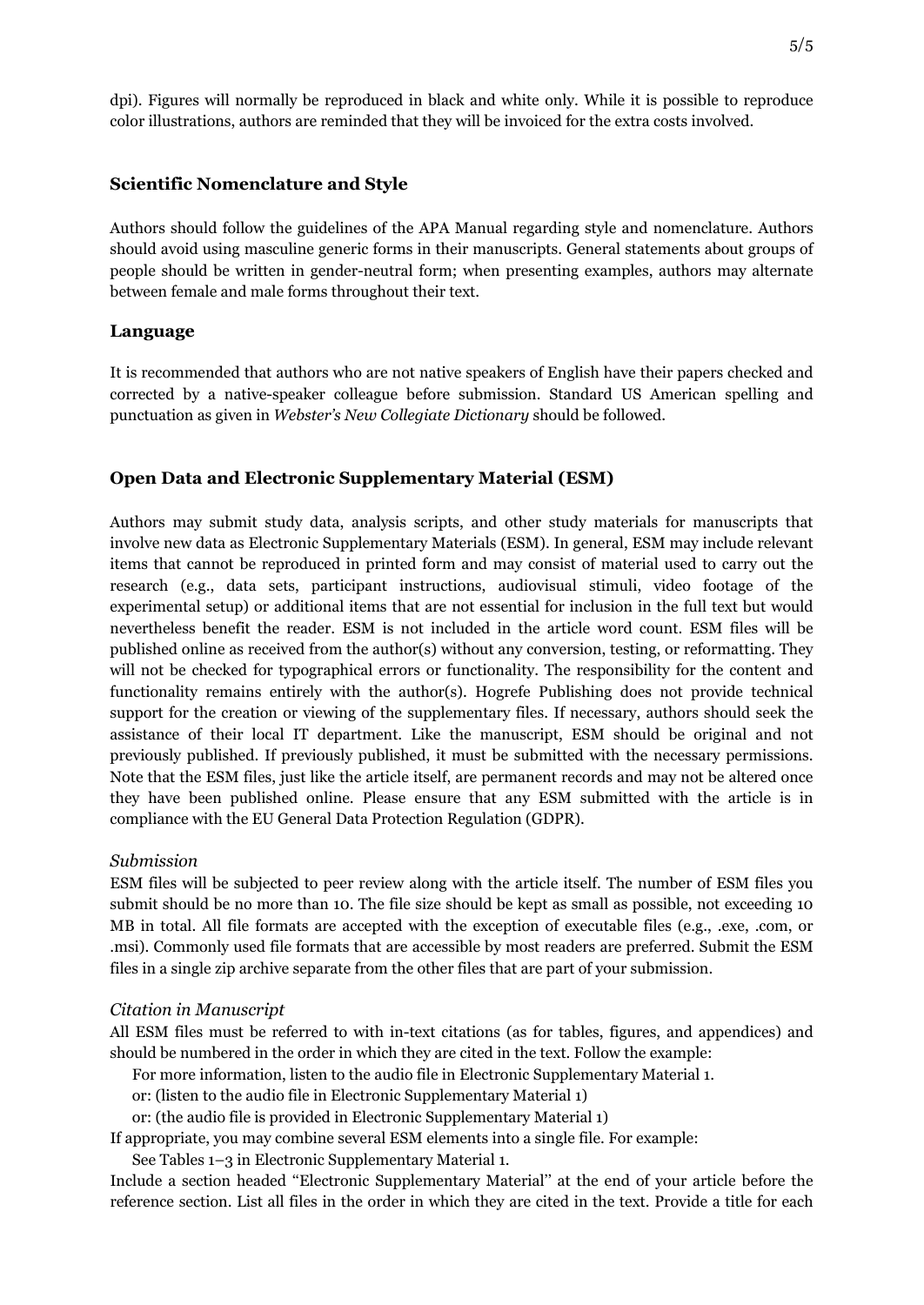dpi). Figures will normally be reproduced in black and white only. While it is possible to reproduce color illustrations, authors are reminded that they will be invoiced for the extra costs involved.

## Scientific Nomenclature and Style

Authors should follow the guidelines of the APA Manual regarding style and nomenclature. Authors should avoid using masculine generic forms in their manuscripts. General statements about groups of people should be written in gender-neutral form; when presenting examples, authors may alternate between female and male forms throughout their text.

## Language

It is recommended that authors who are not native speakers of English have their papers checked and corrected by a native-speaker colleague before submission. Standard US American spelling and punctuation as given in *Webster's New Collegiate Dictionary* should be followed.

## Open Data and Electronic Supplementary Material (ESM)

Authors may submit study data, analysis scripts, and other study materials for manuscripts that involve new data as Electronic Supplementary Materials (ESM). In general, ESM may include relevant items that cannot be reproduced in printed form and may consist of material used to carry out the research (e.g., data sets, participant instructions, audiovisual stimuli, video footage of the experimental setup) or additional items that are not essential for inclusion in the full text but would nevertheless benefit the reader. ESM is not included in the article word count. ESM files will be published online as received from the author(s) without any conversion, testing, or reformatting. They will not be checked for typographical errors or functionality. The responsibility for the content and functionality remains entirely with the author(s). Hogrefe Publishing does not provide technical support for the creation or viewing of the supplementary files. If necessary, authors should seek the assistance of their local IT department. Like the manuscript, ESM should be original and not previously published. If previously published, it must be submitted with the necessary permissions. Note that the ESM files, just like the article itself, are permanent records and may not be altered once they have been published online. Please ensure that any ESM submitted with the article is in compliance with the EU General Data Protection Regulation (GDPR).

### *Submission*

ESM files will be subjected to peer review along with the article itself. The number of ESM files you submit should be no more than 10. The file size should be kept as small as possible, not exceeding 10 MB in total. All file formats are accepted with the exception of executable files (e.g., .exe, .com, or .msi). Commonly used file formats that are accessible by most readers are preferred. Submit the ESM files in a single zip archive separate from the other files that are part of your submission.

### *Citation in Manuscript*

All ESM files must be referred to with in-text citations (as for tables, figures, and appendices) and should be numbered in the order in which they are cited in the text. Follow the example:

For more information, listen to the audio file in Electronic Supplementary Material 1.
or: (listen to the audio file in Electronic Supplementary Material 1)
or: (the audio file is provided in Electronic Supplementary Material 1)

If appropriate, you may combine several ESM elements into a single file. For example:

See Tables 1–3 in Electronic Supplementary Material 1.

Include a section headed "Electronic Supplementary Material" at the end of your article before the reference section. List all files in the order in which they are cited in the text. Provide a title for each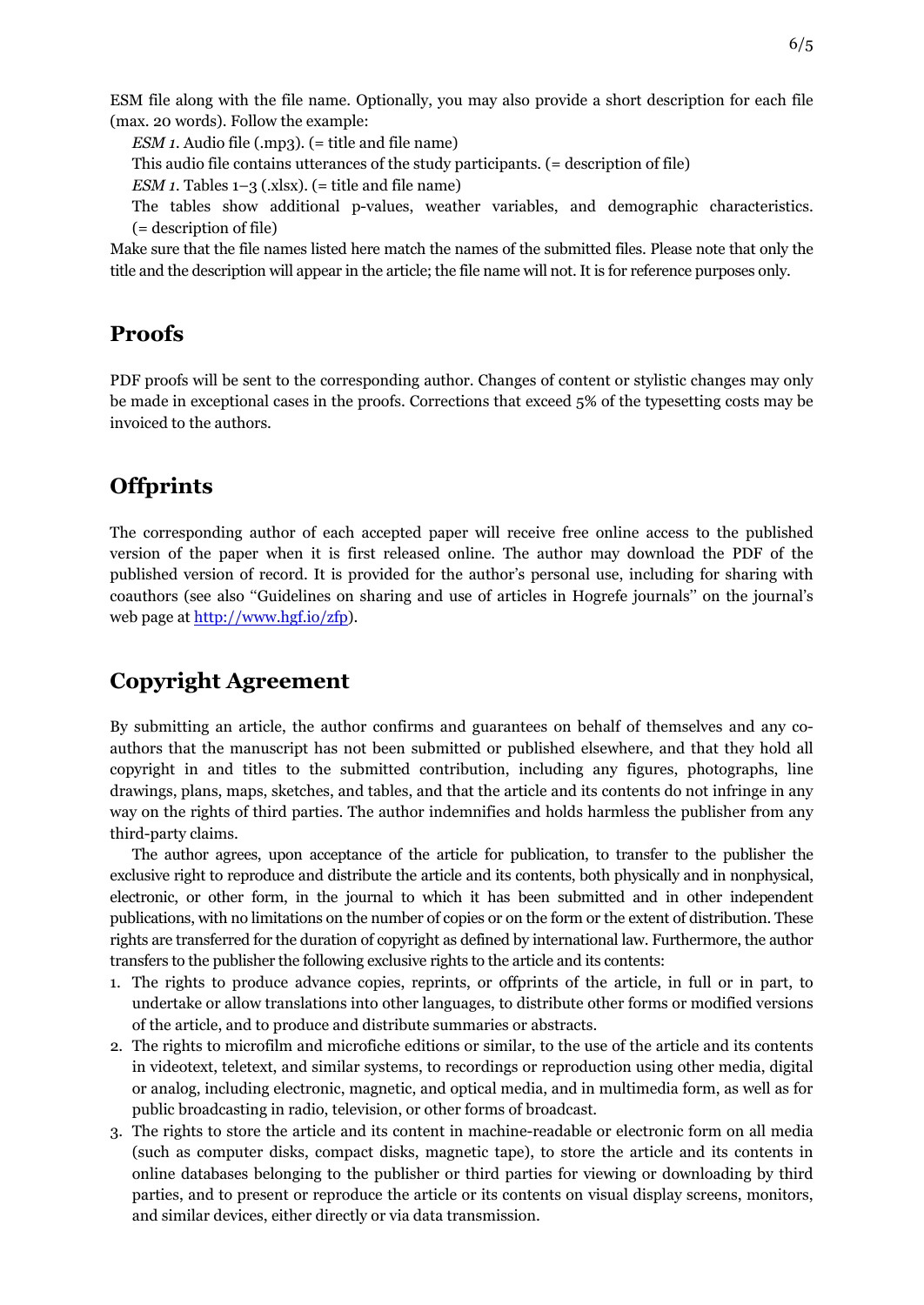ESM file along with the file name. Optionally, you may also provide a short description for each file (max. 20 words). Follow the example:

*ESM 1*. Audio file (.mp3). (= title and file name)

This audio file contains utterances of the study participants. (= description of file)

*ESM 1*. Tables 1–3 (.xlsx). (= title and file name)

The tables show additional p-values, weather variables, and demographic characteristics. (= description of file)

Make sure that the file names listed here match the names of the submitted files. Please note that only the title and the description will appear in the article; the file name will not. It is for reference purposes only.

## Proofs

PDF proofs will be sent to the corresponding author. Changes of content or stylistic changes may only be made in exceptional cases in the proofs. Corrections that exceed 5% of the typesetting costs may be invoiced to the authors.

## Offprints

The corresponding author of each accepted paper will receive free online access to the published version of the paper when it is first released online. The author may download the PDF of the published version of record. It is provided for the author's personal use, including for sharing with coauthors (see also "Guidelines on sharing and use of articles in Hogrefe journals" on the journal's web page at http://www.hgf.io/zfp).

## Copyright Agreement

By submitting an article, the author confirms and guarantees on behalf of themselves and any co-authors that the manuscript has not been submitted or published elsewhere, and that they hold all copyright in and titles to the submitted contribution, including any figures, photographs, line drawings, plans, maps, sketches, and tables, and that the article and its contents do not infringe in any way on the rights of third parties. The author indemnifies and holds harmless the publisher from any third-party claims.

The author agrees, upon acceptance of the article for publication, to transfer to the publisher the exclusive right to reproduce and distribute the article and its contents, both physically and in nonphysical, electronic, or other form, in the journal to which it has been submitted and in other independent publications, with no limitations on the number of copies or on the form or the extent of distribution. These rights are transferred for the duration of copyright as defined by international law. Furthermore, the author transfers to the publisher the following exclusive rights to the article and its contents:

1. The rights to produce advance copies, reprints, or offprints of the article, in full or in part, to undertake or allow translations into other languages, to distribute other forms or modified versions of the article, and to produce and distribute summaries or abstracts.
2. The rights to microfilm and microfiche editions or similar, to the use of the article and its contents in videotext, teletext, and similar systems, to recordings or reproduction using other media, digital or analog, including electronic, magnetic, and optical media, and in multimedia form, as well as for public broadcasting in radio, television, or other forms of broadcast.
3. The rights to store the article and its content in machine-readable or electronic form on all media (such as computer disks, compact disks, magnetic tape), to store the article and its contents in online databases belonging to the publisher or third parties for viewing or downloading by third parties, and to present or reproduce the article or its contents on visual display screens, monitors, and similar devices, either directly or via data transmission.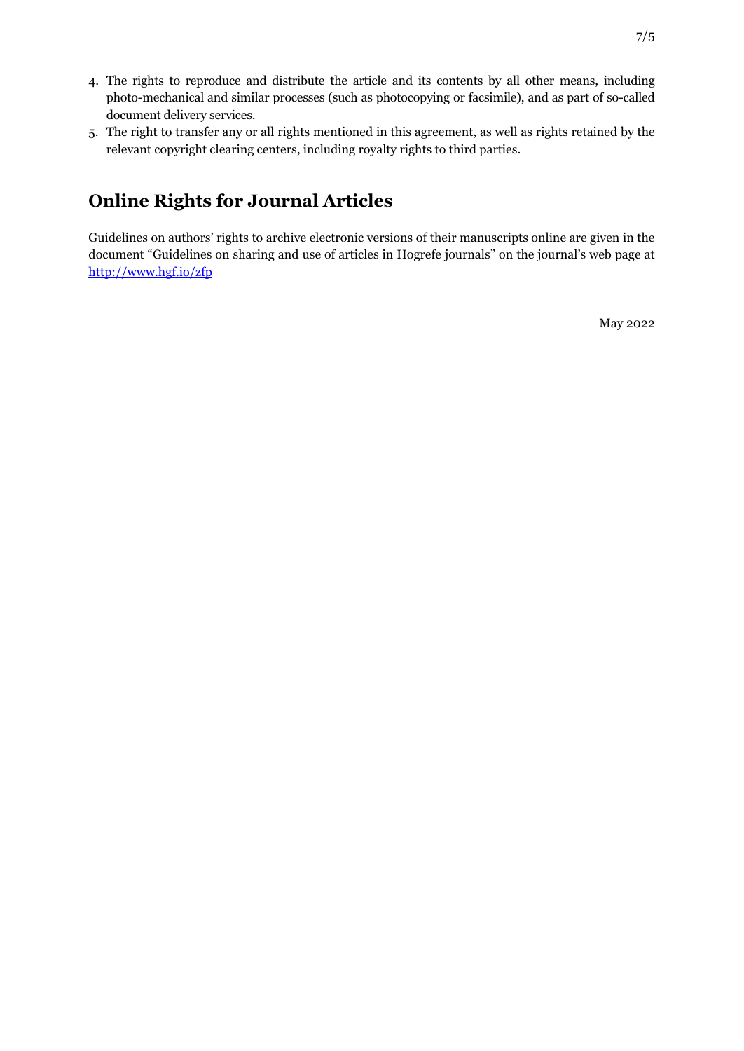4. The rights to reproduce and distribute the article and its contents by all other means, including photo-mechanical and similar processes (such as photocopying or facsimile), and as part of so-called document delivery services.
5. The right to transfer any or all rights mentioned in this agreement, as well as rights retained by the relevant copyright clearing centers, including royalty rights to third parties.

## Online Rights for Journal Articles

Guidelines on authors' rights to archive electronic versions of their manuscripts online are given in the document "Guidelines on sharing and use of articles in Hogrefe journals" on the journal's web page at http://www.hgf.io/zfp

May 2022